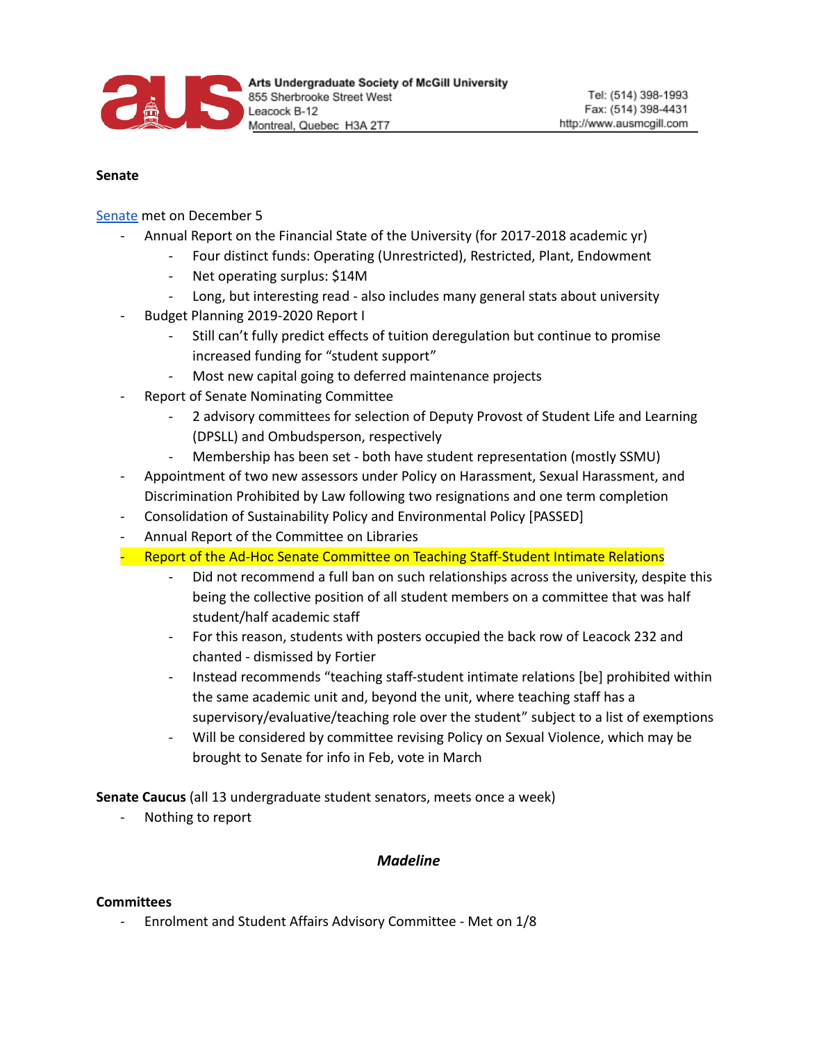**Arts Undergraduate Society of McGill University**
855 Sherbrooke Street West
Leacock B-12
Montreal, Quebec H3A 2T7

Tel: (514) 398-1993
Fax: (514) 398-4431
http://www.ausmcgill.com

**Senate**

Senate met on December 5

- Annual Report on the Financial State of the University (for 2017-2018 academic yr)
    - Four distinct funds: Operating (Unrestricted), Restricted, Plant, Endowment
    - Net operating surplus: $14M
    - Long, but interesting read - also includes many general stats about university
- Budget Planning 2019-2020 Report I
    - Still can't fully predict effects of tuition deregulation but continue to promise increased funding for "student support"
    - Most new capital going to deferred maintenance projects
- Report of Senate Nominating Committee
    - 2 advisory committees for selection of Deputy Provost of Student Life and Learning (DPSLL) and Ombudsperson, respectively
    - Membership has been set - both have student representation (mostly SSMU)
- Appointment of two new assessors under Policy on Harassment, Sexual Harassment, and Discrimination Prohibited by Law following two resignations and one term completion
- Consolidation of Sustainability Policy and Environmental Policy [PASSED]
- Annual Report of the Committee on Libraries
- Report of the Ad-Hoc Senate Committee on Teaching Staff-Student Intimate Relations
    - Did not recommend a full ban on such relationships across the university, despite this being the collective position of all student members on a committee that was half student/half academic staff
    - For this reason, students with posters occupied the back row of Leacock 232 and chanted - dismissed by Fortier
    - Instead recommends "teaching staff-student intimate relations [be] prohibited within the same academic unit and, beyond the unit, where teaching staff has a supervisory/evaluative/teaching role over the student" subject to a list of exemptions
    - Will be considered by committee revising Policy on Sexual Violence, which may be brought to Senate for info in Feb, vote in March

**Senate Caucus** (all 13 undergraduate student senators, meets once a week)

- Nothing to report

## *Madeline*

**Committees**

- Enrolment and Student Affairs Advisory Committee - Met on 1/8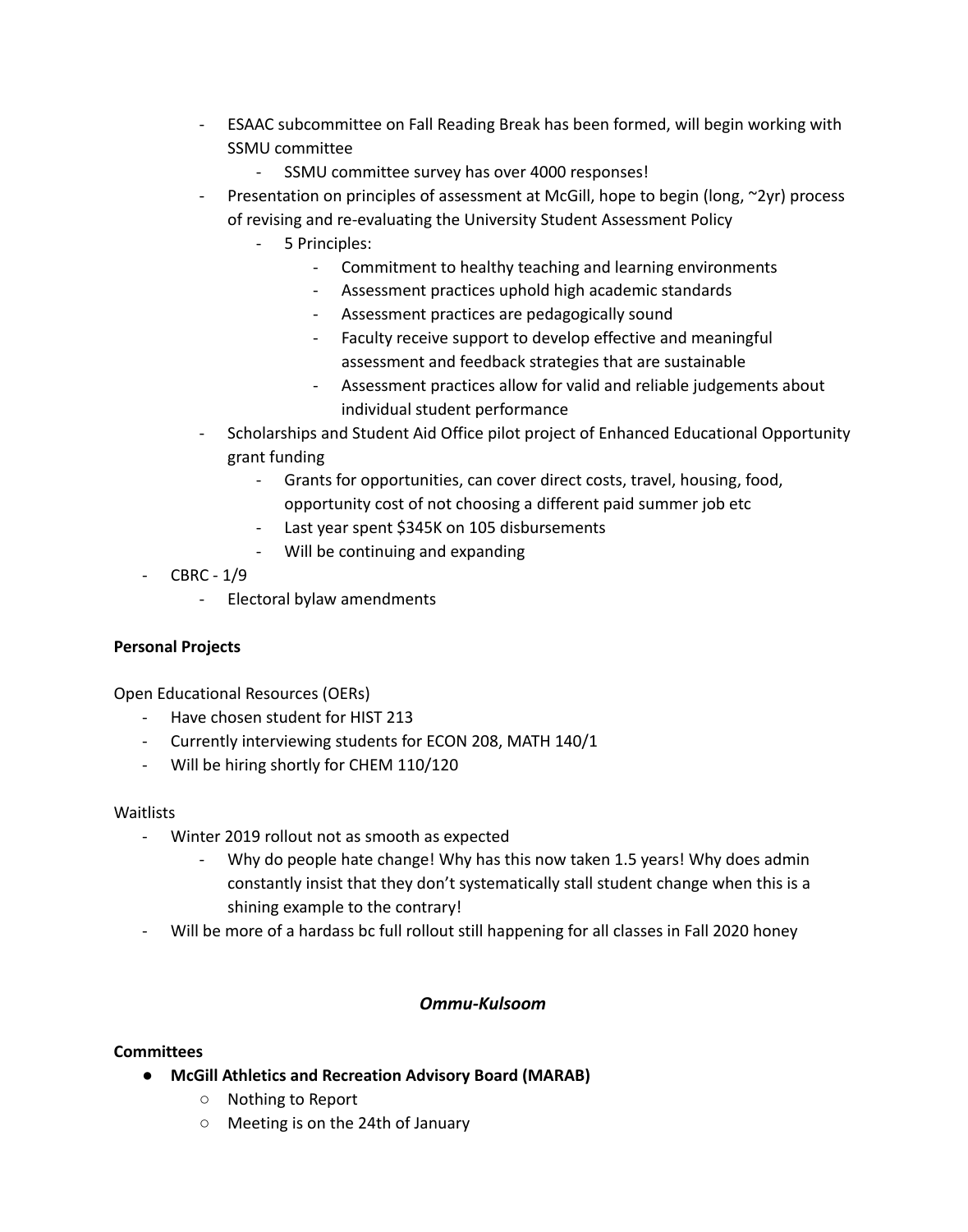- ESAAC subcommittee on Fall Reading Break has been formed, will begin working with SSMU committee
        - SSMU committee survey has over 4000 responses!
    - Presentation on principles of assessment at McGill, hope to begin (long, ~2yr) process of revising and re-evaluating the University Student Assessment Policy
        - 5 Principles:
            - Commitment to healthy teaching and learning environments
            - Assessment practices uphold high academic standards
            - Assessment practices are pedagogically sound
            - Faculty receive support to develop effective and meaningful assessment and feedback strategies that are sustainable
            - Assessment practices allow for valid and reliable judgements about individual student performance
    - Scholarships and Student Aid Office pilot project of Enhanced Educational Opportunity grant funding
        - Grants for opportunities, can cover direct costs, travel, housing, food, opportunity cost of not choosing a different paid summer job etc
        - Last year spent $345K on 105 disbursements
        - Will be continuing and expanding
- CBRC - 1/9
    - Electoral bylaw amendments

**Personal Projects**

Open Educational Resources (OERs)

- Have chosen student for HIST 213
- Currently interviewing students for ECON 208, MATH 140/1
- Will be hiring shortly for CHEM 110/120

Waitlists

- Winter 2019 rollout not as smooth as expected
    - Why do people hate change! Why has this now taken 1.5 years! Why does admin constantly insist that they don't systematically stall student change when this is a shining example to the contrary!
- Will be more of a hardass bc full rollout still happening for all classes in Fall 2020 honey

### *Ommu-Kulsoom*

**Committees**

- **McGill Athletics and Recreation Advisory Board (MARAB)**
    - Nothing to Report
    - Meeting is on the 24th of January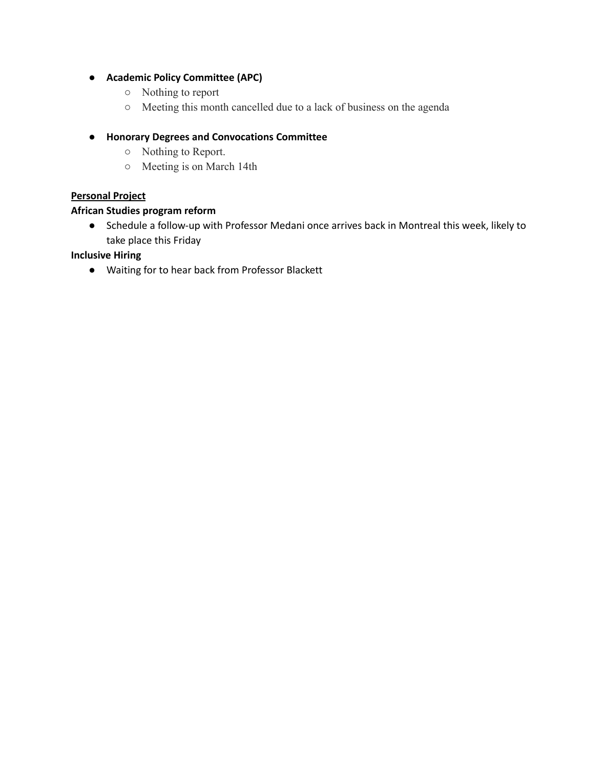- **Academic Policy Committee (APC)**
  - Nothing to report
  - Meeting this month cancelled due to a lack of business on the agenda

- **Honorary Degrees and Convocations Committee**
  - Nothing to Report.
  - Meeting is on March 14th

<u>**Personal Project**</u>

**African Studies program reform**

- Schedule a follow-up with Professor Medani once arrives back in Montreal this week, likely to take place this Friday

**Inclusive Hiring**

- Waiting for to hear back from Professor Blackett